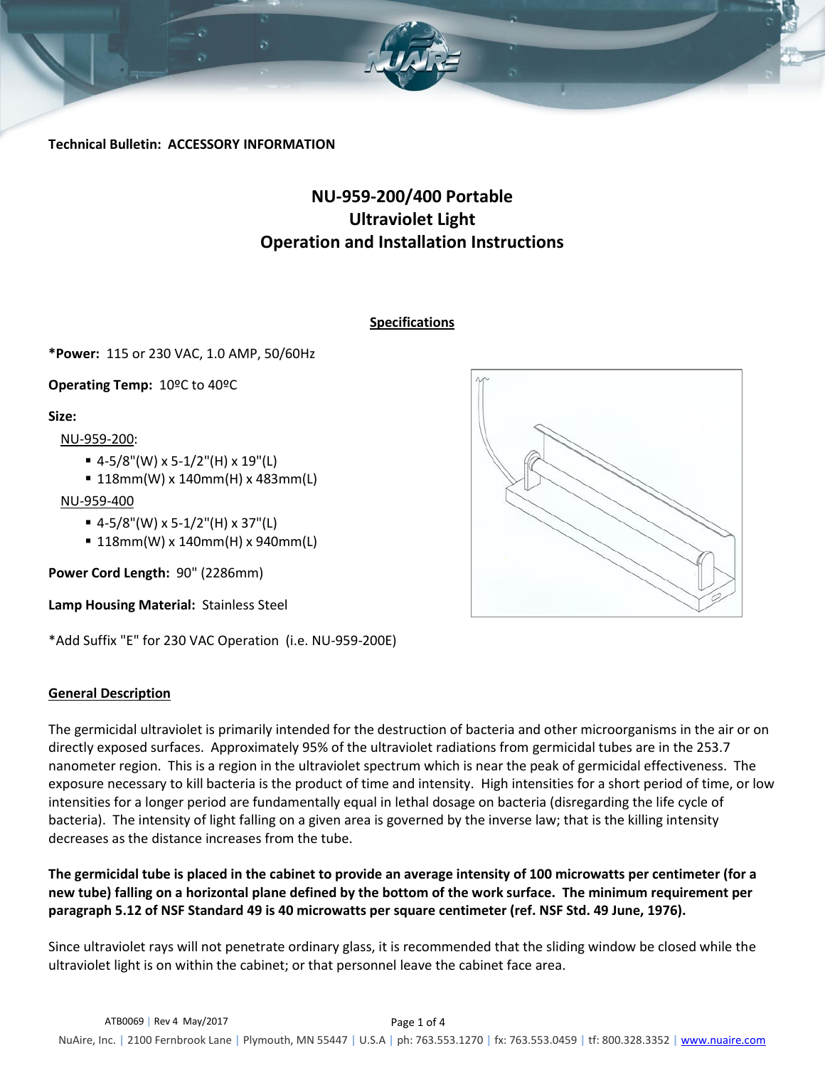**Technical Bulletin: ACCESSORY INFORMATION**

# NU-959-200/400 Portable Ultraviolet Light Operation and Installation Instructions

## Specifications

***Power:** 115 or 230 VAC, 1.0 AMP, 50/60Hz

**Operating Temp:** 10ºC to 40ºC

**Size:**

NU-959-200:

- 4-5/8"(W) x 5-1/2"(H) x 19"(L)
- 118mm(W) x 140mm(H) x 483mm(L)

NU-959-400

- 4-5/8"(W) x 5-1/2"(H) x 37"(L)
- 118mm(W) x 140mm(H) x 940mm(L)

**Power Cord Length:** 90" (2286mm)

**Lamp Housing Material:** Stainless Steel

*Add Suffix "E" for 230 VAC Operation (i.e. NU-959-200E)

## General Description

The germicidal ultraviolet is primarily intended for the destruction of bacteria and other microorganisms in the air or on directly exposed surfaces. Approximately 95% of the ultraviolet radiations from germicidal tubes are in the 253.7 nanometer region. This is a region in the ultraviolet spectrum which is near the peak of germicidal effectiveness. The exposure necessary to kill bacteria is the product of time and intensity. High intensities for a short period of time, or low intensities for a longer period are fundamentally equal in lethal dosage on bacteria (disregarding the life cycle of bacteria). The intensity of light falling on a given area is governed by the inverse law; that is the killing intensity decreases as the distance increases from the tube.

**The germicidal tube is placed in the cabinet to provide an average intensity of 100 microwatts per centimeter (for a new tube) falling on a horizontal plane defined by the bottom of the work surface. The minimum requirement per paragraph 5.12 of NSF Standard 49 is 40 microwatts per square centimeter (ref. NSF Std. 49 June, 1976).**

Since ultraviolet rays will not penetrate ordinary glass, it is recommended that the sliding window be closed while the ultraviolet light is on within the cabinet; or that personnel leave the cabinet face area.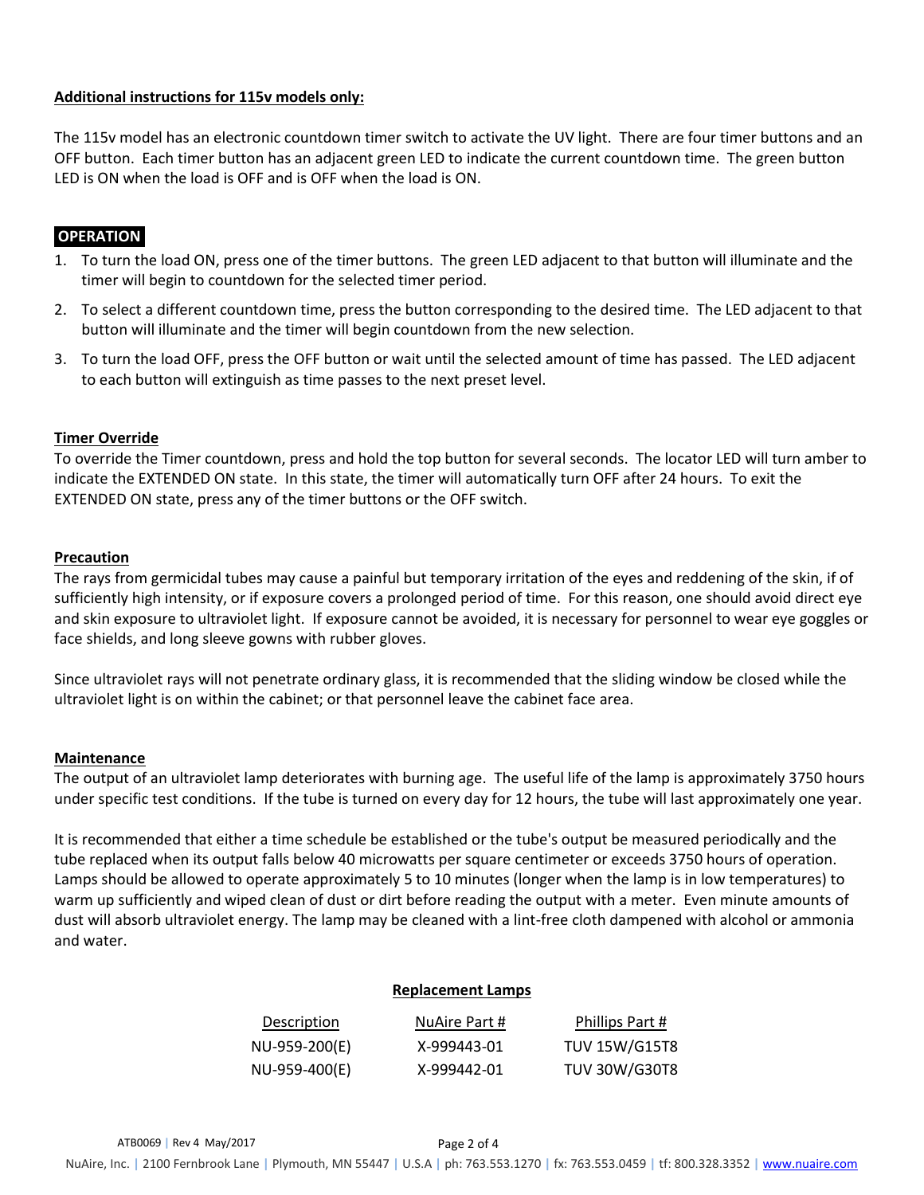**Additional instructions for 115v models only:**

The 115v model has an electronic countdown timer switch to activate the UV light. There are four timer buttons and an OFF button. Each timer button has an adjacent green LED to indicate the current countdown time. The green button LED is ON when the load is OFF and is OFF when the load is ON.

## OPERATION

1. To turn the load ON, press one of the timer buttons. The green LED adjacent to that button will illuminate and the timer will begin to countdown for the selected timer period.
2. To select a different countdown time, press the button corresponding to the desired time. The LED adjacent to that button will illuminate and the timer will begin countdown from the new selection.
3. To turn the load OFF, press the OFF button or wait until the selected amount of time has passed. The LED adjacent to each button will extinguish as time passes to the next preset level.

**Timer Override**

To override the Timer countdown, press and hold the top button for several seconds. The locator LED will turn amber to indicate the EXTENDED ON state. In this state, the timer will automatically turn OFF after 24 hours. To exit the EXTENDED ON state, press any of the timer buttons or the OFF switch.

**Precaution**

The rays from germicidal tubes may cause a painful but temporary irritation of the eyes and reddening of the skin, if of sufficiently high intensity, or if exposure covers a prolonged period of time. For this reason, one should avoid direct eye and skin exposure to ultraviolet light. If exposure cannot be avoided, it is necessary for personnel to wear eye goggles or face shields, and long sleeve gowns with rubber gloves.

Since ultraviolet rays will not penetrate ordinary glass, it is recommended that the sliding window be closed while the ultraviolet light is on within the cabinet; or that personnel leave the cabinet face area.

**Maintenance**

The output of an ultraviolet lamp deteriorates with burning age. The useful life of the lamp is approximately 3750 hours under specific test conditions. If the tube is turned on every day for 12 hours, the tube will last approximately one year.

It is recommended that either a time schedule be established or the tube's output be measured periodically and the tube replaced when its output falls below 40 microwatts per square centimeter or exceeds 3750 hours of operation. Lamps should be allowed to operate approximately 5 to 10 minutes (longer when the lamp is in low temperatures) to warm up sufficiently and wiped clean of dust or dirt before reading the output with a meter. Even minute amounts of dust will absorb ultraviolet energy. The lamp may be cleaned with a lint-free cloth dampened with alcohol or ammonia and water.

**Replacement Lamps**

| Description | NuAire Part # | Phillips Part # |
|---|---|---|
| NU-959-200(E) | X-999443-01 | TUV 15W/G15T8 |
| NU-959-400(E) | X-999442-01 | TUV 30W/G30T8 |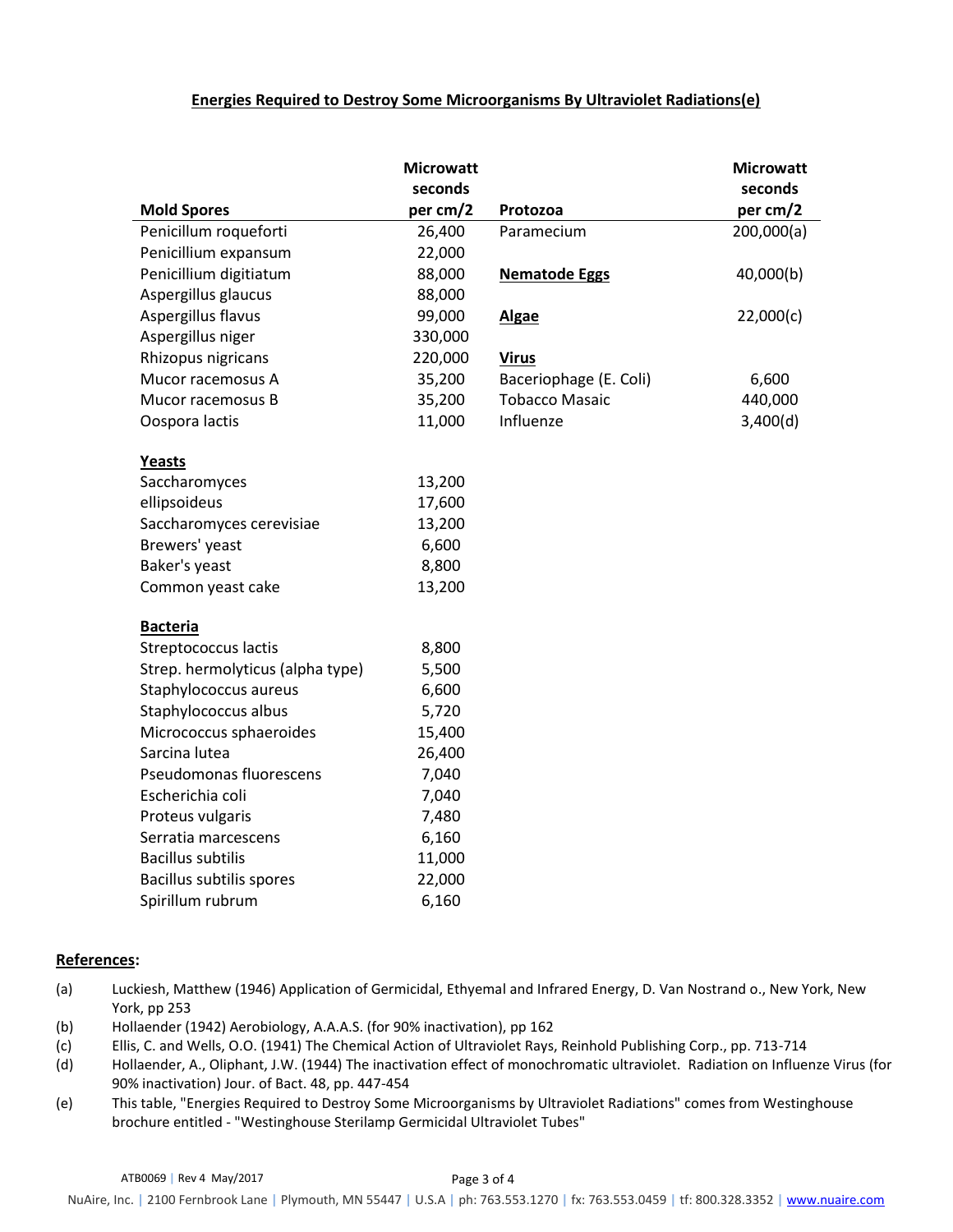## Energies Required to Destroy Some Microorganisms By Ultraviolet Radiations(e)

| Mold Spores | Microwatt seconds per cm/2 | Protozoa | Microwatt seconds per cm/2 |
|---|---|---|---|
| Penicillum roqueforti | 26,400 | Paramecium | 200,000(a) |
| Penicillium expansum | 22,000 | | |
| Penicillium digitiatum | 88,000 | **Nematode Eggs** | 40,000(b) |
| Aspergillus glaucus | 88,000 | | |
| Aspergillus flavus | 99,000 | **Algae** | 22,000(c) |
| Aspergillus niger | 330,000 | | |
| Rhizopus nigricans | 220,000 | **Virus** | |
| Mucor racemosus A | 35,200 | Baceriophage (E. Coli) | 6,600 |
| Mucor racemosus B | 35,200 | Tobacco Masaic | 440,000 |
| Oospora lactis | 11,000 | Influenze | 3,400(d) |
| | | | |
| **Yeasts** | | | |
| Saccharomyces | 13,200 | | |
| ellipsoideus | 17,600 | | |
| Saccharomyces cerevisiae | 13,200 | | |
| Brewers' yeast | 6,600 | | |
| Baker's yeast | 8,800 | | |
| Common yeast cake | 13,200 | | |
| | | | |
| **Bacteria** | | | |
| Streptococcus lactis | 8,800 | | |
| Strep. hermolyticus (alpha type) | 5,500 | | |
| Staphylococcus aureus | 6,600 | | |
| Staphylococcus albus | 5,720 | | |
| Micrococcus sphaeroides | 15,400 | | |
| Sarcina lutea | 26,400 | | |
| Pseudomonas fluorescens | 7,040 | | |
| Escherichia coli | 7,040 | | |
| Proteus vulgaris | 7,480 | | |
| Serratia marcescens | 6,160 | | |
| Bacillus subtilis | 11,000 | | |
| Bacillus subtilis spores | 22,000 | | |
| Spirillum rubrum | 6,160 | | |

**References:**

(a) Luckiesh, Matthew (1946) Application of Germicidal, Ethyemal and Infrared Energy, D. Van Nostrand o., New York, New York, pp 253

(b) Hollaender (1942) Aerobiology, A.A.A.S. (for 90% inactivation), pp 162

(c) Ellis, C. and Wells, O.O. (1941) The Chemical Action of Ultraviolet Rays, Reinhold Publishing Corp., pp. 713-714

(d) Hollaender, A., Oliphant, J.W. (1944) The inactivation effect of monochromatic ultraviolet. Radiation on Influenze Virus (for 90% inactivation) Jour. of Bact. 48, pp. 447-454

(e) This table, "Energies Required to Destroy Some Microorganisms by Ultraviolet Radiations" comes from Westinghouse brochure entitled - "Westinghouse Sterilamp Germicidal Ultraviolet Tubes"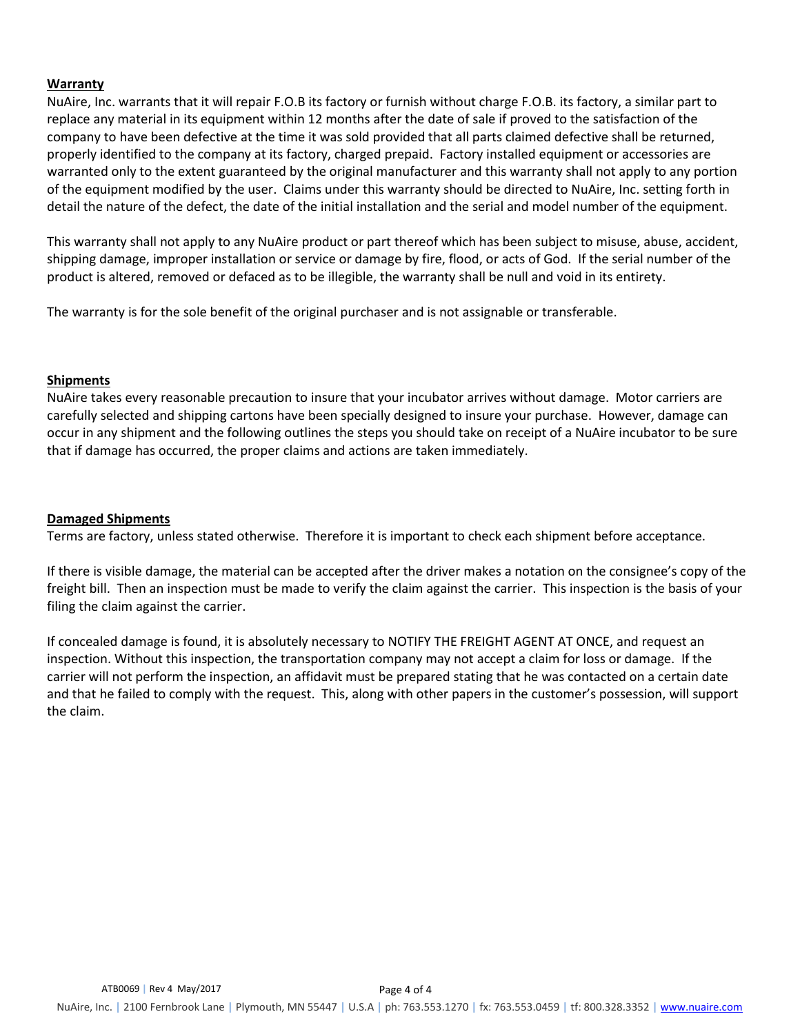## Warranty

NuAire, Inc. warrants that it will repair F.O.B its factory or furnish without charge F.O.B. its factory, a similar part to replace any material in its equipment within 12 months after the date of sale if proved to the satisfaction of the company to have been defective at the time it was sold provided that all parts claimed defective shall be returned, properly identified to the company at its factory, charged prepaid. Factory installed equipment or accessories are warranted only to the extent guaranteed by the original manufacturer and this warranty shall not apply to any portion of the equipment modified by the user. Claims under this warranty should be directed to NuAire, Inc. setting forth in detail the nature of the defect, the date of the initial installation and the serial and model number of the equipment.

This warranty shall not apply to any NuAire product or part thereof which has been subject to misuse, abuse, accident, shipping damage, improper installation or service or damage by fire, flood, or acts of God. If the serial number of the product is altered, removed or defaced as to be illegible, the warranty shall be null and void in its entirety.

The warranty is for the sole benefit of the original purchaser and is not assignable or transferable.

## Shipments

NuAire takes every reasonable precaution to insure that your incubator arrives without damage. Motor carriers are carefully selected and shipping cartons have been specially designed to insure your purchase. However, damage can occur in any shipment and the following outlines the steps you should take on receipt of a NuAire incubator to be sure that if damage has occurred, the proper claims and actions are taken immediately.

## Damaged Shipments

Terms are factory, unless stated otherwise. Therefore it is important to check each shipment before acceptance.

If there is visible damage, the material can be accepted after the driver makes a notation on the consignee's copy of the freight bill. Then an inspection must be made to verify the claim against the carrier. This inspection is the basis of your filing the claim against the carrier.

If concealed damage is found, it is absolutely necessary to NOTIFY THE FREIGHT AGENT AT ONCE, and request an inspection. Without this inspection, the transportation company may not accept a claim for loss or damage. If the carrier will not perform the inspection, an affidavit must be prepared stating that he was contacted on a certain date and that he failed to comply with the request. This, along with other papers in the customer's possession, will support the claim.